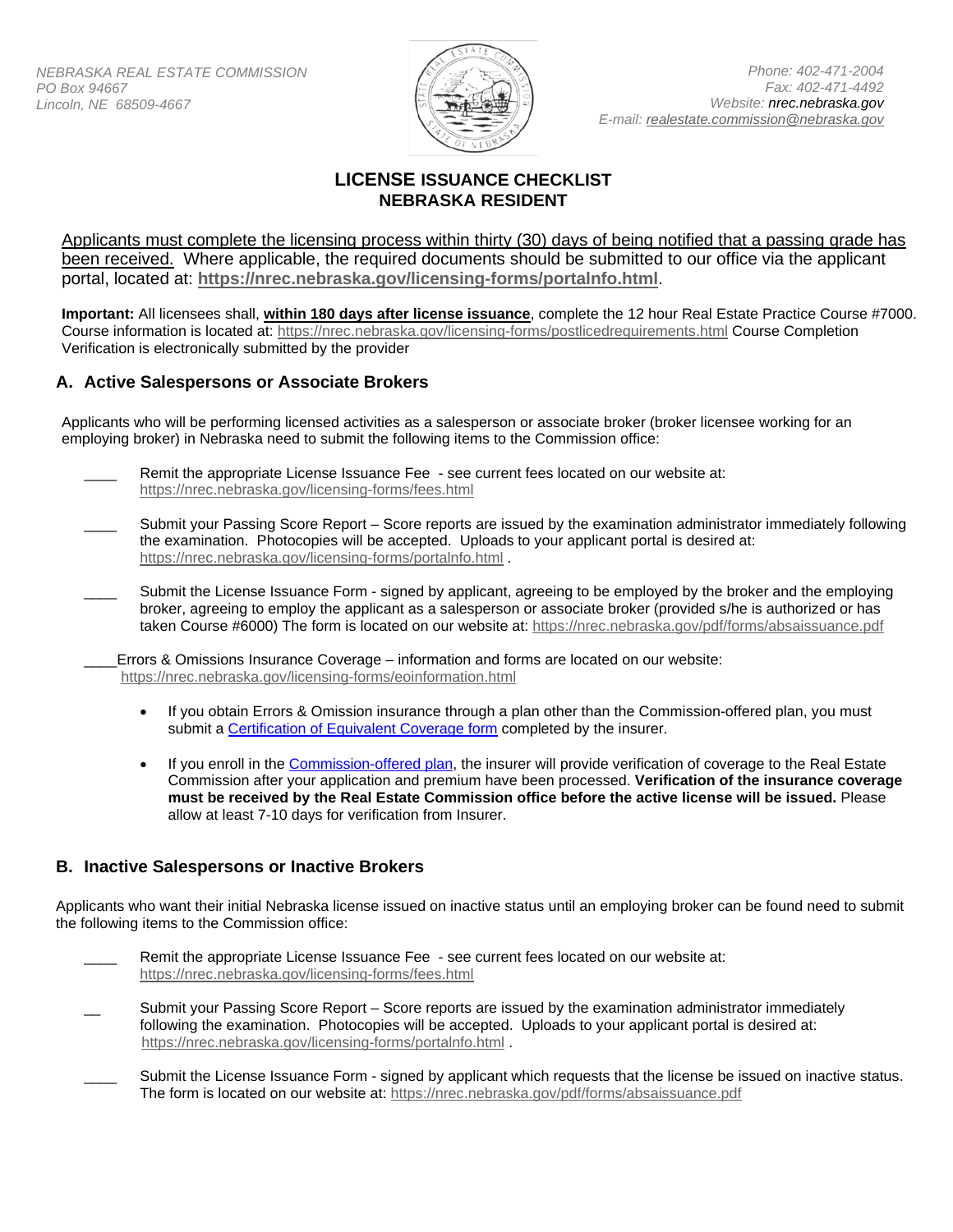NEBRASKA REAL ESTATE COMMISSION
PO Box 94667
Lincoln, NE 68509-4667

Phone: 402-471-2004
Fax: 402-471-4492
Website: nrec.nebraska.gov
E-mail: realestate.commission@nebraska.gov

# LICENSE ISSUANCE CHECKLIST
## NEBRASKA RESIDENT

Applicants must complete the licensing process within thirty (30) days of being notified that a passing grade has been received. Where applicable, the required documents should be submitted to our office via the applicant portal, located at: **https://nrec.nebraska.gov/licensing-forms/portalnfo.html**.

**Important:** All licensees shall, **within 180 days after license issuance**, complete the 12 hour Real Estate Practice Course #7000. Course information is located at: https://nrec.nebraska.gov/licensing-forms/postlicedrequirements.html Course Completion Verification is electronically submitted by the provider

## A. Active Salespersons or Associate Brokers

Applicants who will be performing licensed activities as a salesperson or associate broker (broker licensee working for an employing broker) in Nebraska need to submit the following items to the Commission office:

____ Remit the appropriate License Issuance Fee - see current fees located on our website at: https://nrec.nebraska.gov/licensing-forms/fees.html

____ Submit your Passing Score Report – Score reports are issued by the examination administrator immediately following the examination. Photocopies will be accepted. Uploads to your applicant portal is desired at: https://nrec.nebraska.gov/licensing-forms/portalnfo.html .

____ Submit the License Issuance Form - signed by applicant, agreeing to be employed by the broker and the employing broker, agreeing to employ the applicant as a salesperson or associate broker (provided s/he is authorized or has taken Course #6000) The form is located on our website at: https://nrec.nebraska.gov/pdf/forms/absaissuance.pdf

____Errors & Omissions Insurance Coverage – information and forms are located on our website: https://nrec.nebraska.gov/licensing-forms/eoinformation.html

- If you obtain Errors & Omission insurance through a plan other than the Commission-offered plan, you must submit a Certification of Equivalent Coverage form completed by the insurer.
- If you enroll in the Commission-offered plan, the insurer will provide verification of coverage to the Real Estate Commission after your application and premium have been processed. **Verification of the insurance coverage must be received by the Real Estate Commission office before the active license will be issued.** Please allow at least 7-10 days for verification from Insurer.

## B. Inactive Salespersons or Inactive Brokers

Applicants who want their initial Nebraska license issued on inactive status until an employing broker can be found need to submit the following items to the Commission office:

____ Remit the appropriate License Issuance Fee - see current fees located on our website at: https://nrec.nebraska.gov/licensing-forms/fees.html

__ Submit your Passing Score Report – Score reports are issued by the examination administrator immediately following the examination. Photocopies will be accepted. Uploads to your applicant portal is desired at: https://nrec.nebraska.gov/licensing-forms/portalnfo.html .

____ Submit the License Issuance Form - signed by applicant which requests that the license be issued on inactive status. The form is located on our website at: https://nrec.nebraska.gov/pdf/forms/absaissuance.pdf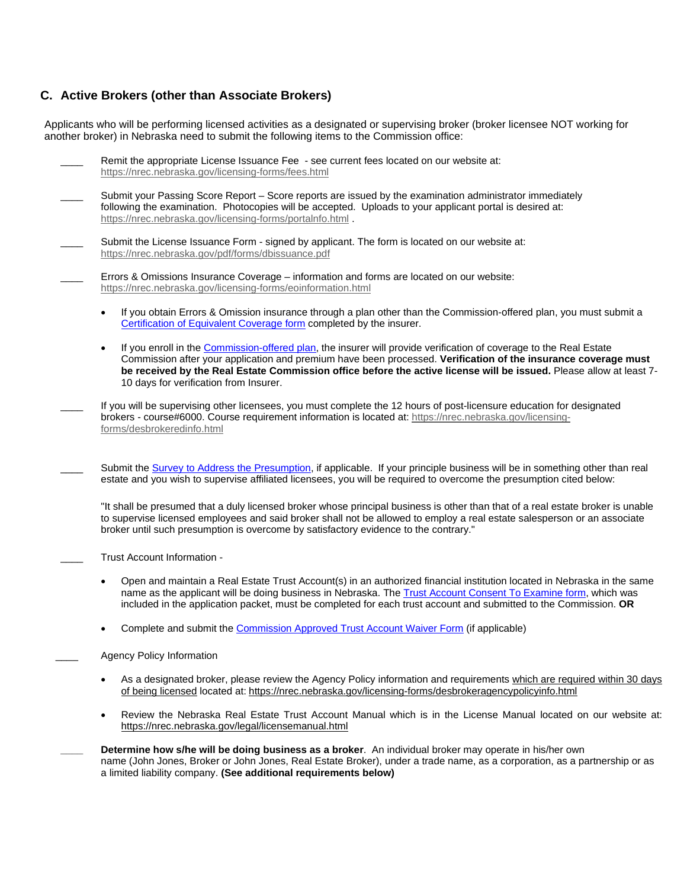## C. Active Brokers (other than Associate Brokers)

Applicants who will be performing licensed activities as a designated or supervising broker (broker licensee NOT working for another broker) in Nebraska need to submit the following items to the Commission office:

____ Remit the appropriate License Issuance Fee - see current fees located on our website at: https://nrec.nebraska.gov/licensing-forms/fees.html

____ Submit your Passing Score Report – Score reports are issued by the examination administrator immediately following the examination. Photocopies will be accepted. Uploads to your applicant portal is desired at: https://nrec.nebraska.gov/licensing-forms/portalnfo.html .

____ Submit the License Issuance Form - signed by applicant. The form is located on our website at: https://nrec.nebraska.gov/pdf/forms/dbissuance.pdf

____ Errors & Omissions Insurance Coverage – information and forms are located on our website: https://nrec.nebraska.gov/licensing-forms/eoinformation.html

- If you obtain Errors & Omission insurance through a plan other than the Commission-offered plan, you must submit a Certification of Equivalent Coverage form completed by the insurer.
- If you enroll in the Commission-offered plan, the insurer will provide verification of coverage to the Real Estate Commission after your application and premium have been processed. **Verification of the insurance coverage must be received by the Real Estate Commission office before the active license will be issued.** Please allow at least 7-10 days for verification from Insurer.

____ If you will be supervising other licensees, you must complete the 12 hours of post-licensure education for designated brokers - course#6000. Course requirement information is located at: https://nrec.nebraska.gov/licensing-forms/desbrokeredinfo.html

____ Submit the Survey to Address the Presumption, if applicable. If your principle business will be in something other than real estate and you wish to supervise affiliated licensees, you will be required to overcome the presumption cited below:

"It shall be presumed that a duly licensed broker whose principal business is other than that of a real estate broker is unable to supervise licensed employees and said broker shall not be allowed to employ a real estate salesperson or an associate broker until such presumption is overcome by satisfactory evidence to the contrary."

____ Trust Account Information -

- Open and maintain a Real Estate Trust Account(s) in an authorized financial institution located in Nebraska in the same name as the applicant will be doing business in Nebraska. The Trust Account Consent To Examine form, which was included in the application packet, must be completed for each trust account and submitted to the Commission. **OR**
- Complete and submit the Commission Approved Trust Account Waiver Form (if applicable)

____ Agency Policy Information

- As a designated broker, please review the Agency Policy information and requirements which are required within 30 days of being licensed located at: https://nrec.nebraska.gov/licensing-forms/desbrokeragencypolicyinfo.html
- Review the Nebraska Real Estate Trust Account Manual which is in the License Manual located on our website at: https://nrec.nebraska.gov/legal/licensemanual.html

____ **Determine how s/he will be doing business as a broker**. An individual broker may operate in his/her own name (John Jones, Broker or John Jones, Real Estate Broker), under a trade name, as a corporation, as a partnership or as a limited liability company. **(See additional requirements below)**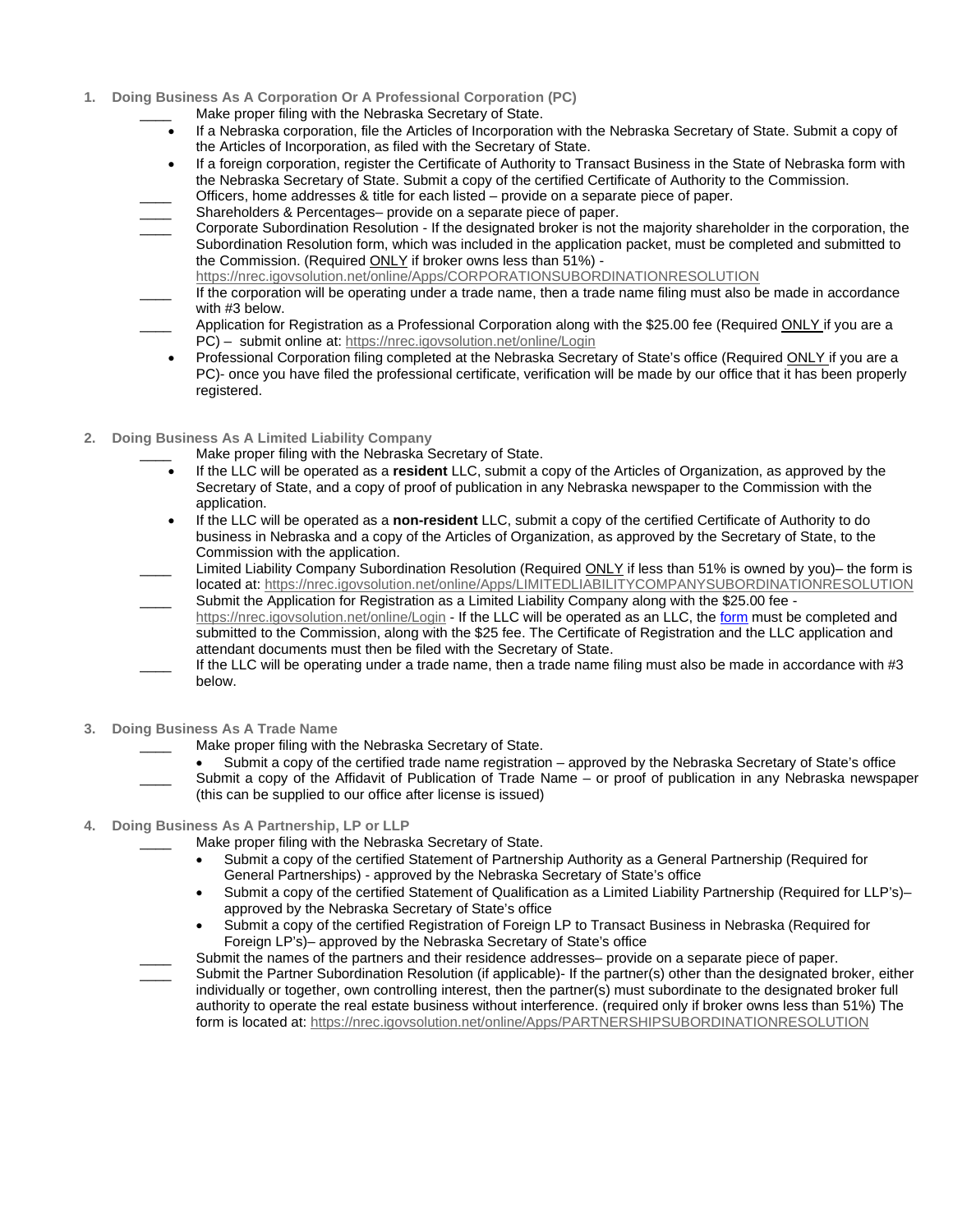1. **Doing Business As A Corporation Or A Professional Corporation (PC)**

____ Make proper filing with the Nebraska Secretary of State.

- If a Nebraska corporation, file the Articles of Incorporation with the Nebraska Secretary of State. Submit a copy of the Articles of Incorporation, as filed with the Secretary of State.
- If a foreign corporation, register the Certificate of Authority to Transact Business in the State of Nebraska form with the Nebraska Secretary of State. Submit a copy of the certified Certificate of Authority to the Commission.

____ Officers, home addresses & title for each listed – provide on a separate piece of paper.

____ Shareholders & Percentages– provide on a separate piece of paper.

____ Corporate Subordination Resolution - If the designated broker is not the majority shareholder in the corporation, the Subordination Resolution form, which was included in the application packet, must be completed and submitted to the Commission. (Required ONLY if broker owns less than 51%) - https://nrec.igovsolution.net/online/Apps/CORPORATIONSUBORDINATIONRESOLUTION

____ If the corporation will be operating under a trade name, then a trade name filing must also be made in accordance with #3 below.

____ Application for Registration as a Professional Corporation along with the $25.00 fee (Required ONLY if you are a PC) – submit online at: https://nrec.igovsolution.net/online/Login

- Professional Corporation filing completed at the Nebraska Secretary of State's office (Required ONLY if you are a PC)- once you have filed the professional certificate, verification will be made by our office that it has been properly registered.

2. **Doing Business As A Limited Liability Company**

____ Make proper filing with the Nebraska Secretary of State.

- If the LLC will be operated as a **resident** LLC, submit a copy of the Articles of Organization, as approved by the Secretary of State, and a copy of proof of publication in any Nebraska newspaper to the Commission with the application.
- If the LLC will be operated as a **non-resident** LLC, submit a copy of the certified Certificate of Authority to do business in Nebraska and a copy of the Articles of Organization, as approved by the Secretary of State, to the Commission with the application.

____ Limited Liability Company Subordination Resolution (Required ONLY if less than 51% is owned by you)– the form is located at: https://nrec.igovsolution.net/online/Apps/LIMITEDLIABILITYCOMPANYSUBORDINATIONRESOLUTION

____ Submit the Application for Registration as a Limited Liability Company along with the $25.00 fee - https://nrec.igovsolution.net/online/Login - If the LLC will be operated as an LLC, the form must be completed and submitted to the Commission, along with the $25 fee. The Certificate of Registration and the LLC application and attendant documents must then be filed with the Secretary of State.

____ If the LLC will be operating under a trade name, then a trade name filing must also be made in accordance with #3 below.

3. **Doing Business As A Trade Name**

____ Make proper filing with the Nebraska Secretary of State.

- Submit a copy of the certified trade name registration – approved by the Nebraska Secretary of State's office

____ Submit a copy of the Affidavit of Publication of Trade Name – or proof of publication in any Nebraska newspaper (this can be supplied to our office after license is issued)

4. **Doing Business As A Partnership, LP or LLP**

____ Make proper filing with the Nebraska Secretary of State.

- Submit a copy of the certified Statement of Partnership Authority as a General Partnership (Required for General Partnerships) - approved by the Nebraska Secretary of State's office
- Submit a copy of the certified Statement of Qualification as a Limited Liability Partnership (Required for LLP's)– approved by the Nebraska Secretary of State's office
- Submit a copy of the certified Registration of Foreign LP to Transact Business in Nebraska (Required for Foreign LP's)– approved by the Nebraska Secretary of State's office

____ Submit the names of the partners and their residence addresses– provide on a separate piece of paper.

____ Submit the Partner Subordination Resolution (if applicable)- If the partner(s) other than the designated broker, either individually or together, own controlling interest, then the partner(s) must subordinate to the designated broker full authority to operate the real estate business without interference. (required only if broker owns less than 51%) The form is located at: https://nrec.igovsolution.net/online/Apps/PARTNERSHIPSUBORDINATIONRESOLUTION